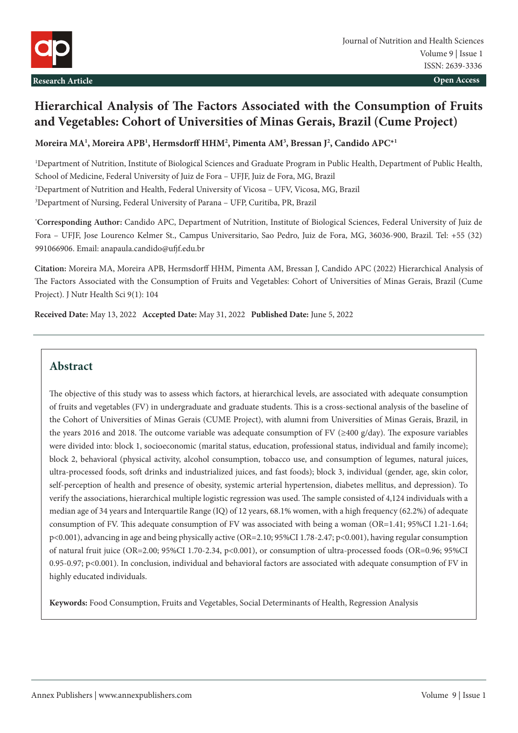Research Article

Open Access

# Hierarchical Analysis of The Factors Associated with the Consumption of Fruits and Vegetables: Cohort of Universities of Minas Gerais, Brazil (Cume Project)

**Moreira MA[1], Moreira APB[1], Hermsdorff HHM[2], Pimenta AM[3], Bressan J[2], Candido APC*[1]**

[1]Department of Nutrition, Institute of Biological Sciences and Graduate Program in Public Health, Department of Public Health, School of Medicine, Federal University of Juiz de Fora – UFJF, Juiz de Fora, MG, Brazil

[2]Department of Nutrition and Health, Federal University of Vicosa – UFV, Vicosa, MG, Brazil

[3]Department of Nursing, Federal University of Parana – UFP, Curitiba, PR, Brazil

***Corresponding Author:** Candido APC, Department of Nutrition, Institute of Biological Sciences, Federal University of Juiz de Fora – UFJF, Jose Lourenco Kelmer St., Campus Universitario, Sao Pedro, Juiz de Fora, MG, 36036-900, Brazil. Tel: +55 (32) 991066906. Email: anapaula.candido@ufjf.edu.br

**Citation:** Moreira MA, Moreira APB, Hermsdorff HHM, Pimenta AM, Bressan J, Candido APC (2022) Hierarchical Analysis of The Factors Associated with the Consumption of Fruits and Vegetables: Cohort of Universities of Minas Gerais, Brazil (Cume Project). J Nutr Health Sci 9(1): 104

**Received Date:** May 13, 2022 **Accepted Date:** May 31, 2022 **Published Date:** June 5, 2022

## Abstract

The objective of this study was to assess which factors, at hierarchical levels, are associated with adequate consumption of fruits and vegetables (FV) in undergraduate and graduate students. This is a cross-sectional analysis of the baseline of the Cohort of Universities of Minas Gerais (CUME Project), with alumni from Universities of Minas Gerais, Brazil, in the years 2016 and 2018. The outcome variable was adequate consumption of FV (≥400 g/day). The exposure variables were divided into: block 1, socioeconomic (marital status, education, professional status, individual and family income); block 2, behavioral (physical activity, alcohol consumption, tobacco use, and consumption of legumes, natural juices, ultra-processed foods, soft drinks and industrialized juices, and fast foods); block 3, individual (gender, age, skin color, self-perception of health and presence of obesity, systemic arterial hypertension, diabetes mellitus, and depression). To verify the associations, hierarchical multiple logistic regression was used. The sample consisted of 4,124 individuals with a median age of 34 years and Interquartile Range (IQ) of 12 years, 68.1% women, with a high frequency (62.2%) of adequate consumption of FV. This adequate consumption of FV was associated with being a woman (OR=1.41; 95%CI 1.21-1.64; p<0.001), advancing in age and being physically active (OR=2.10; 95%CI 1.78-2.47; p<0.001), having regular consumption of natural fruit juice (OR=2.00; 95%CI 1.70-2.34, p<0.001), or consumption of ultra-processed foods (OR=0.96; 95%CI 0.95-0.97; p<0.001). In conclusion, individual and behavioral factors are associated with adequate consumption of FV in highly educated individuals.

**Keywords:** Food Consumption, Fruits and Vegetables, Social Determinants of Health, Regression Analysis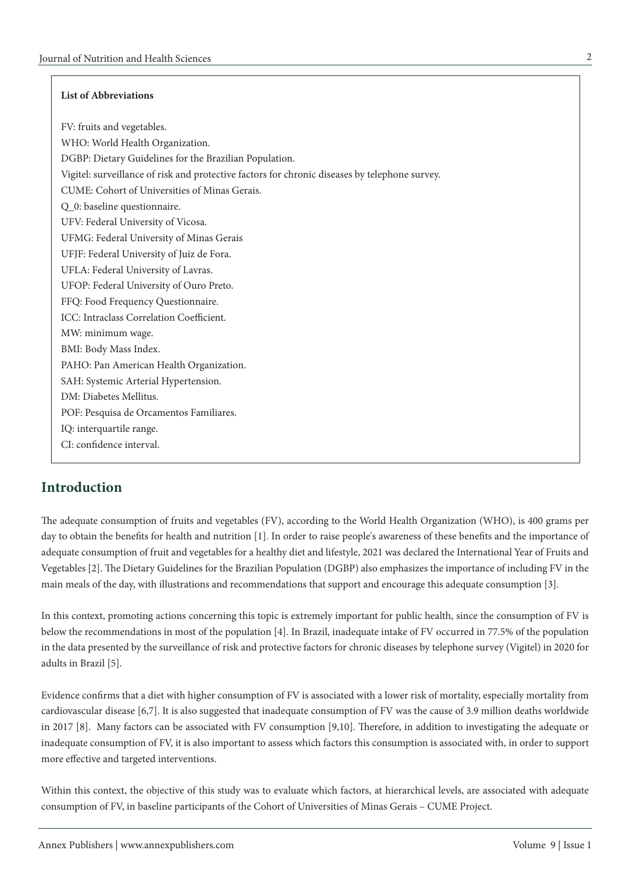**List of Abbreviations**

FV: fruits and vegetables.
WHO: World Health Organization.
DGBP: Dietary Guidelines for the Brazilian Population.
Vigitel: surveillance of risk and protective factors for chronic diseases by telephone survey.
CUME: Cohort of Universities of Minas Gerais.
Q_0: baseline questionnaire.
UFV: Federal University of Vicosa.
UFMG: Federal University of Minas Gerais
UFJF: Federal University of Juiz de Fora.
UFLA: Federal University of Lavras.
UFOP: Federal University of Ouro Preto.
FFQ: Food Frequency Questionnaire.
ICC: Intraclass Correlation Coefficient.
MW: minimum wage.
BMI: Body Mass Index.
PAHO: Pan American Health Organization.
SAH: Systemic Arterial Hypertension.
DM: Diabetes Mellitus.
POF: Pesquisa de Orcamentos Familiares.
IQ: interquartile range.
CI: confidence interval.

## Introduction

The adequate consumption of fruits and vegetables (FV), according to the World Health Organization (WHO), is 400 grams per day to obtain the benefits for health and nutrition [1]. In order to raise people's awareness of these benefits and the importance of adequate consumption of fruit and vegetables for a healthy diet and lifestyle, 2021 was declared the International Year of Fruits and Vegetables [2]. The Dietary Guidelines for the Brazilian Population (DGBP) also emphasizes the importance of including FV in the main meals of the day, with illustrations and recommendations that support and encourage this adequate consumption [3].

In this context, promoting actions concerning this topic is extremely important for public health, since the consumption of FV is below the recommendations in most of the population [4]. In Brazil, inadequate intake of FV occurred in 77.5% of the population in the data presented by the surveillance of risk and protective factors for chronic diseases by telephone survey (Vigitel) in 2020 for adults in Brazil [5].

Evidence confirms that a diet with higher consumption of FV is associated with a lower risk of mortality, especially mortality from cardiovascular disease [6,7]. It is also suggested that inadequate consumption of FV was the cause of 3.9 million deaths worldwide in 2017 [8]. Many factors can be associated with FV consumption [9,10]. Therefore, in addition to investigating the adequate or inadequate consumption of FV, it is also important to assess which factors this consumption is associated with, in order to support more effective and targeted interventions.

Within this context, the objective of this study was to evaluate which factors, at hierarchical levels, are associated with adequate consumption of FV, in baseline participants of the Cohort of Universities of Minas Gerais – CUME Project.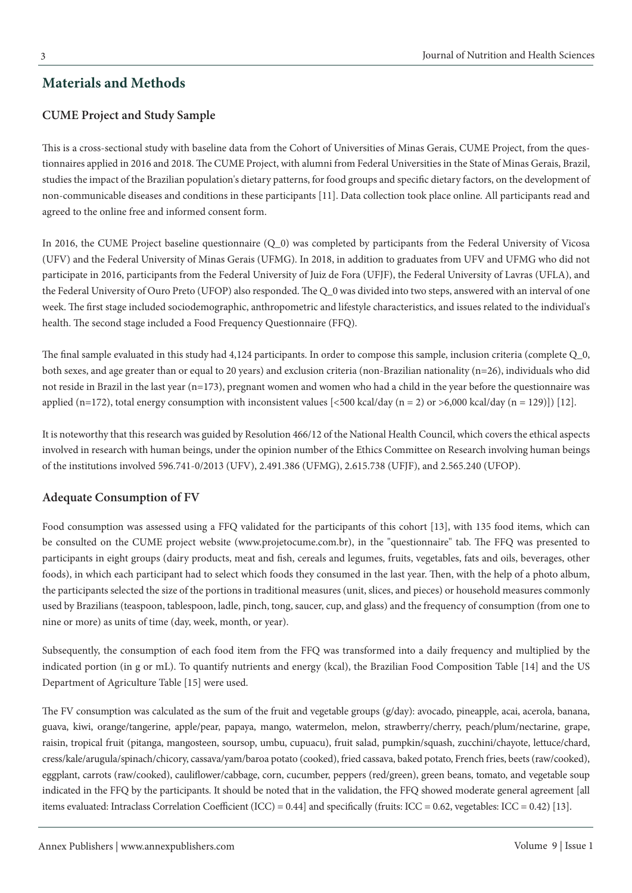## Materials and Methods

### CUME Project and Study Sample

This is a cross-sectional study with baseline data from the Cohort of Universities of Minas Gerais, CUME Project, from the questionnaires applied in 2016 and 2018. The CUME Project, with alumni from Federal Universities in the State of Minas Gerais, Brazil, studies the impact of the Brazilian population's dietary patterns, for food groups and specific dietary factors, on the development of non-communicable diseases and conditions in these participants [11]. Data collection took place online. All participants read and agreed to the online free and informed consent form.

In 2016, the CUME Project baseline questionnaire (Q_0) was completed by participants from the Federal University of Vicosa (UFV) and the Federal University of Minas Gerais (UFMG). In 2018, in addition to graduates from UFV and UFMG who did not participate in 2016, participants from the Federal University of Juiz de Fora (UFJF), the Federal University of Lavras (UFLA), and the Federal University of Ouro Preto (UFOP) also responded. The Q_0 was divided into two steps, answered with an interval of one week. The first stage included sociodemographic, anthropometric and lifestyle characteristics, and issues related to the individual's health. The second stage included a Food Frequency Questionnaire (FFQ).

The final sample evaluated in this study had 4,124 participants. In order to compose this sample, inclusion criteria (complete Q_0, both sexes, and age greater than or equal to 20 years) and exclusion criteria (non-Brazilian nationality (n=26), individuals who did not reside in Brazil in the last year (n=173), pregnant women and women who had a child in the year before the questionnaire was applied (n=172), total energy consumption with inconsistent values [<500 kcal/day (n = 2) or >6,000 kcal/day (n = 129)]) [12].

It is noteworthy that this research was guided by Resolution 466/12 of the National Health Council, which covers the ethical aspects involved in research with human beings, under the opinion number of the Ethics Committee on Research involving human beings of the institutions involved 596.741-0/2013 (UFV), 2.491.386 (UFMG), 2.615.738 (UFJF), and 2.565.240 (UFOP).

### Adequate Consumption of FV

Food consumption was assessed using a FFQ validated for the participants of this cohort [13], with 135 food items, which can be consulted on the CUME project website (www.projetocume.com.br), in the "questionnaire" tab. The FFQ was presented to participants in eight groups (dairy products, meat and fish, cereals and legumes, fruits, vegetables, fats and oils, beverages, other foods), in which each participant had to select which foods they consumed in the last year. Then, with the help of a photo album, the participants selected the size of the portions in traditional measures (unit, slices, and pieces) or household measures commonly used by Brazilians (teaspoon, tablespoon, ladle, pinch, tong, saucer, cup, and glass) and the frequency of consumption (from one to nine or more) as units of time (day, week, month, or year).

Subsequently, the consumption of each food item from the FFQ was transformed into a daily frequency and multiplied by the indicated portion (in g or mL). To quantify nutrients and energy (kcal), the Brazilian Food Composition Table [14] and the US Department of Agriculture Table [15] were used.

The FV consumption was calculated as the sum of the fruit and vegetable groups (g/day): avocado, pineapple, acai, acerola, banana, guava, kiwi, orange/tangerine, apple/pear, papaya, mango, watermelon, melon, strawberry/cherry, peach/plum/nectarine, grape, raisin, tropical fruit (pitanga, mangosteen, soursop, umbu, cupuacu), fruit salad, pumpkin/squash, zucchini/chayote, lettuce/chard, cress/kale/arugula/spinach/chicory, cassava/yam/baroa potato (cooked), fried cassava, baked potato, French fries, beets (raw/cooked), eggplant, carrots (raw/cooked), cauliflower/cabbage, corn, cucumber, peppers (red/green), green beans, tomato, and vegetable soup indicated in the FFQ by the participants. It should be noted that in the validation, the FFQ showed moderate general agreement [all items evaluated: Intraclass Correlation Coefficient (ICC) = 0.44] and specifically (fruits: ICC = 0.62, vegetables: ICC = 0.42) [13].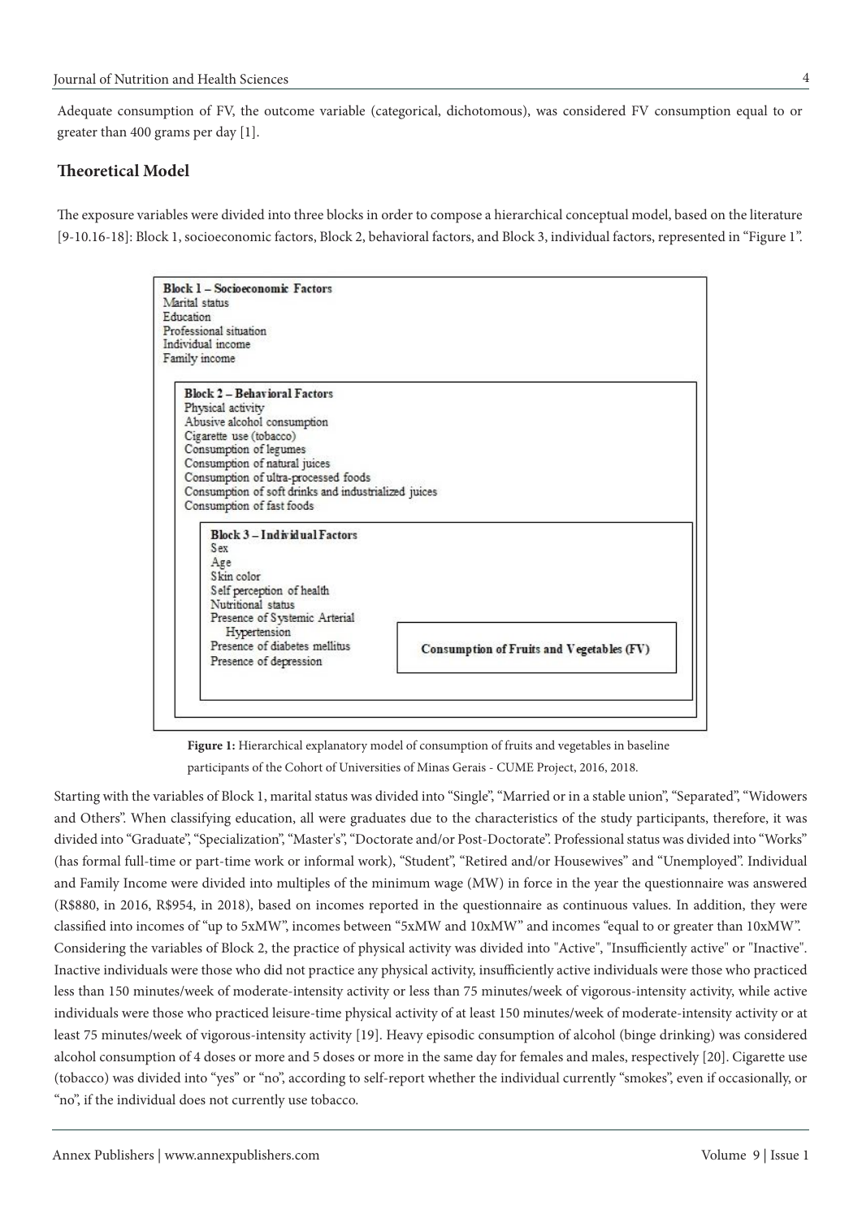Adequate consumption of FV, the outcome variable (categorical, dichotomous), was considered FV consumption equal to or greater than 400 grams per day [1].

## Theoretical Model

The exposure variables were divided into three blocks in order to compose a hierarchical conceptual model, based on the literature [9-10.16-18]: Block 1, socioeconomic factors, Block 2, behavioral factors, and Block 3, individual factors, represented in "Figure 1".

**Block 1 – Socioeconomic Factors**
Marital status
Education
Professional situation
Individual income
Family income

**Block 2 – Behavioral Factors**
Physical activity
Abusive alcohol consumption
Cigarette use (tobacco)
Consumption of legumes
Consumption of natural juices
Consumption of ultra-processed foods
Consumption of soft drinks and industrialized juices
Consumption of fast foods

**Block 3 – Individual Factors**
Sex
Age
Skin color
Self perception of health
Nutritional status
Presence of Systemic Arterial Hypertension
Presence of diabetes mellitus
Presence of depression

**Consumption of Fruits and Vegetables (FV)**

**Figure 1:** Hierarchical explanatory model of consumption of fruits and vegetables in baseline participants of the Cohort of Universities of Minas Gerais - CUME Project, 2016, 2018.

Starting with the variables of Block 1, marital status was divided into "Single", "Married or in a stable union", "Separated", "Widowers and Others". When classifying education, all were graduates due to the characteristics of the study participants, therefore, it was divided into "Graduate", "Specialization", "Master's", "Doctorate and/or Post-Doctorate". Professional status was divided into "Works" (has formal full-time or part-time work or informal work), "Student", "Retired and/or Housewives" and "Unemployed". Individual and Family Income were divided into multiples of the minimum wage (MW) in force in the year the questionnaire was answered (R$880, in 2016, R$954, in 2018), based on incomes reported in the questionnaire as continuous values. In addition, they were classified into incomes of "up to 5xMW", incomes between "5xMW and 10xMW" and incomes "equal to or greater than 10xMW".

Considering the variables of Block 2, the practice of physical activity was divided into "Active", "Insufficiently active" or "Inactive". Inactive individuals were those who did not practice any physical activity, insufficiently active individuals were those who practiced less than 150 minutes/week of moderate-intensity activity or less than 75 minutes/week of vigorous-intensity activity, while active individuals were those who practiced leisure-time physical activity of at least 150 minutes/week of moderate-intensity activity or at least 75 minutes/week of vigorous-intensity activity [19]. Heavy episodic consumption of alcohol (binge drinking) was considered alcohol consumption of 4 doses or more and 5 doses or more in the same day for females and males, respectively [20]. Cigarette use (tobacco) was divided into "yes" or "no", according to self-report whether the individual currently "smokes", even if occasionally, or "no", if the individual does not currently use tobacco.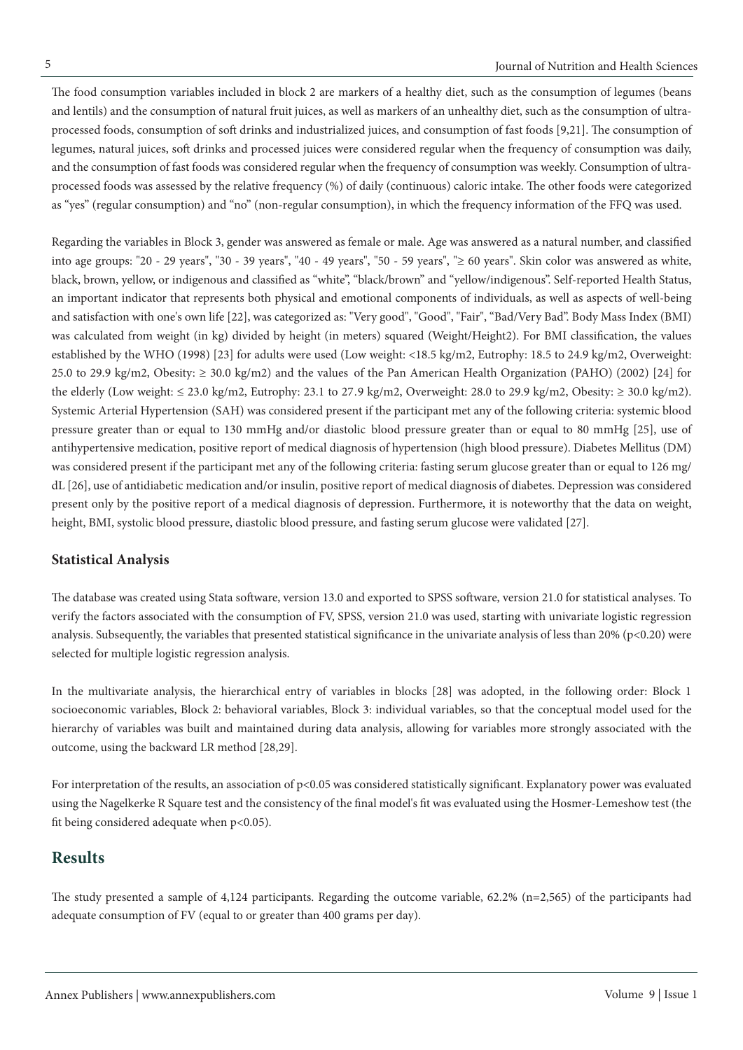The food consumption variables included in block 2 are markers of a healthy diet, such as the consumption of legumes (beans and lentils) and the consumption of natural fruit juices, as well as markers of an unhealthy diet, such as the consumption of ultra-processed foods, consumption of soft drinks and industrialized juices, and consumption of fast foods [9,21]. The consumption of legumes, natural juices, soft drinks and processed juices were considered regular when the frequency of consumption was daily, and the consumption of fast foods was considered regular when the frequency of consumption was weekly. Consumption of ultra-processed foods was assessed by the relative frequency (%) of daily (continuous) caloric intake. The other foods were categorized as "yes" (regular consumption) and "no" (non-regular consumption), in which the frequency information of the FFQ was used.

Regarding the variables in Block 3, gender was answered as female or male. Age was answered as a natural number, and classified into age groups: "20 - 29 years", "30 - 39 years", "40 - 49 years", "50 - 59 years", "≥ 60 years". Skin color was answered as white, black, brown, yellow, or indigenous and classified as "white", "black/brown" and "yellow/indigenous". Self-reported Health Status, an important indicator that represents both physical and emotional components of individuals, as well as aspects of well-being and satisfaction with one's own life [22], was categorized as: "Very good", "Good", "Fair", "Bad/Very Bad". Body Mass Index (BMI) was calculated from weight (in kg) divided by height (in meters) squared ($Weight/Height^2$). For BMI classification, the values established by the WHO (1998) [23] for adults were used (Low weight: <18.5 $kg/m^2$, Eutrophy: 18.5 to 24.9 $kg/m^2$, Overweight: 25.0 to 29.9 $kg/m^2$, Obesity: ≥ 30.0 $kg/m^2$) and the values of the Pan American Health Organization (PAHO) (2002) [24] for the elderly (Low weight: ≤ 23.0 $kg/m^2$, Eutrophy: 23.1 to 27.9 $kg/m^2$, Overweight: 28.0 to 29.9 $kg/m^2$, Obesity: ≥ 30.0 $kg/m^2$). Systemic Arterial Hypertension (SAH) was considered present if the participant met any of the following criteria: systemic blood pressure greater than or equal to 130 mmHg and/or diastolic blood pressure greater than or equal to 80 mmHg [25], use of antihypertensive medication, positive report of medical diagnosis of hypertension (high blood pressure). Diabetes Mellitus (DM) was considered present if the participant met any of the following criteria: fasting serum glucose greater than or equal to 126 mg/dL [26], use of antidiabetic medication and/or insulin, positive report of medical diagnosis of diabetes. Depression was considered present only by the positive report of a medical diagnosis of depression. Furthermore, it is noteworthy that the data on weight, height, BMI, systolic blood pressure, diastolic blood pressure, and fasting serum glucose were validated [27].

### Statistical Analysis

The database was created using Stata software, version 13.0 and exported to SPSS software, version 21.0 for statistical analyses. To verify the factors associated with the consumption of FV, SPSS, version 21.0 was used, starting with univariate logistic regression analysis. Subsequently, the variables that presented statistical significance in the univariate analysis of less than 20% ($p<0.20$) were selected for multiple logistic regression analysis.

In the multivariate analysis, the hierarchical entry of variables in blocks [28] was adopted, in the following order: Block 1 socioeconomic variables, Block 2: behavioral variables, Block 3: individual variables, so that the conceptual model used for the hierarchy of variables was built and maintained during data analysis, allowing for variables more strongly associated with the outcome, using the backward LR method [28,29].

For interpretation of the results, an association of $p<0.05$ was considered statistically significant. Explanatory power was evaluated using the Nagelkerke R Square test and the consistency of the final model's fit was evaluated using the Hosmer-Lemeshow test (the fit being considered adequate when $p<0.05$).

## Results

The study presented a sample of 4,124 participants. Regarding the outcome variable, 62.2% (n=2,565) of the participants had adequate consumption of FV (equal to or greater than 400 grams per day).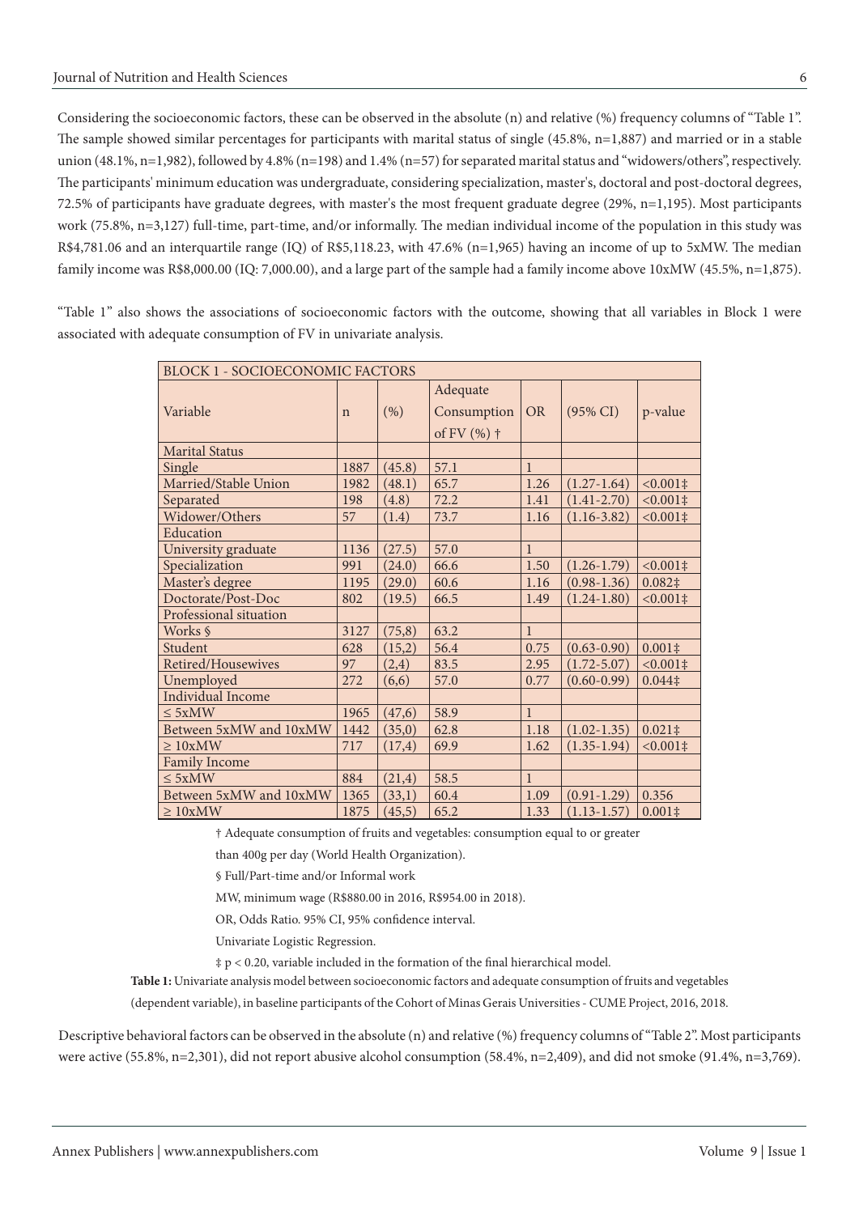Considering the socioeconomic factors, these can be observed in the absolute (n) and relative (%) frequency columns of "Table 1". The sample showed similar percentages for participants with marital status of single (45.8%, n=1,887) and married or in a stable union (48.1%, n=1,982), followed by 4.8% (n=198) and 1.4% (n=57) for separated marital status and "widowers/others", respectively. The participants' minimum education was undergraduate, considering specialization, master's, doctoral and post-doctoral degrees, 72.5% of participants have graduate degrees, with master's the most frequent graduate degree (29%, n=1,195). Most participants work (75.8%, n=3,127) full-time, part-time, and/or informally. The median individual income of the population in this study was R$4,781.06 and an interquartile range (IQ) of R$5,118.23, with 47.6% (n=1,965) having an income of up to 5xMW. The median family income was R$8,000.00 (IQ: 7,000.00), and a large part of the sample had a family income above 10xMW (45.5%, n=1,875).

"Table 1" also shows the associations of socioeconomic factors with the outcome, showing that all variables in Block 1 were associated with adequate consumption of FV in univariate analysis.

| BLOCK 1 - SOCIOECONOMIC FACTORS | | | | | | |
|---|---|---|---|---|---|---|
| Variable | n | (%) | Adequate Consumption of FV (%) † | OR | (95% CI) | p-value |
| Marital Status | | | | | | |
| Single | 1887 | (45.8) | 57.1 | 1 | | |
| Married/Stable Union | 1982 | (48.1) | 65.7 | 1.26 | (1.27-1.64) | <0.001‡ |
| Separated | 198 | (4.8) | 72.2 | 1.41 | (1.41-2.70) | <0.001‡ |
| Widower/Others | 57 | (1.4) | 73.7 | 1.16 | (1.16-3.82) | <0.001‡ |
| Education | | | | | | |
| University graduate | 1136 | (27.5) | 57.0 | 1 | | |
| Specialization | 991 | (24.0) | 66.6 | 1.50 | (1.26-1.79) | <0.001‡ |
| Master's degree | 1195 | (29.0) | 60.6 | 1.16 | (0.98-1.36) | 0.082‡ |
| Doctorate/Post-Doc | 802 | (19.5) | 66.5 | 1.49 | (1.24-1.80) | <0.001‡ |
| Professional situation | | | | | | |
| Works § | 3127 | (75,8) | 63.2 | 1 | | |
| Student | 628 | (15,2) | 56.4 | 0.75 | (0.63-0.90) | 0.001‡ |
| Retired/Housewives | 97 | (2,4) | 83.5 | 2.95 | (1.72-5.07) | <0.001‡ |
| Unemployed | 272 | (6,6) | 57.0 | 0.77 | (0.60-0.99) | 0.044‡ |
| Individual Income | | | | | | |
| ≤ 5xMW | 1965 | (47,6) | 58.9 | 1 | | |
| Between 5xMW and 10xMW | 1442 | (35,0) | 62.8 | 1.18 | (1.02-1.35) | 0.021‡ |
| ≥ 10xMW | 717 | (17,4) | 69.9 | 1.62 | (1.35-1.94) | <0.001‡ |
| Family Income | | | | | | |
| ≤ 5xMW | 884 | (21,4) | 58.5 | 1 | | |
| Between 5xMW and 10xMW | 1365 | (33,1) | 60.4 | 1.09 | (0.91-1.29) | 0.356 |
| ≥ 10xMW | 1875 | (45,5) | 65.2 | 1.33 | (1.13-1.57) | 0.001‡ |

† Adequate consumption of fruits and vegetables: consumption equal to or greater than 400g per day (World Health Organization).

§ Full/Part-time and/or Informal work

MW, minimum wage (R$880.00 in 2016, R$954.00 in 2018).

OR, Odds Ratio. 95% CI, 95% confidence interval.

Univariate Logistic Regression.

‡ $p < 0.20$, variable included in the formation of the final hierarchical model.

**Table 1:** Univariate analysis model between socioeconomic factors and adequate consumption of fruits and vegetables (dependent variable), in baseline participants of the Cohort of Minas Gerais Universities - CUME Project, 2016, 2018.

Descriptive behavioral factors can be observed in the absolute (n) and relative (%) frequency columns of "Table 2". Most participants were active (55.8%, n=2,301), did not report abusive alcohol consumption (58.4%, n=2,409), and did not smoke (91.4%, n=3,769).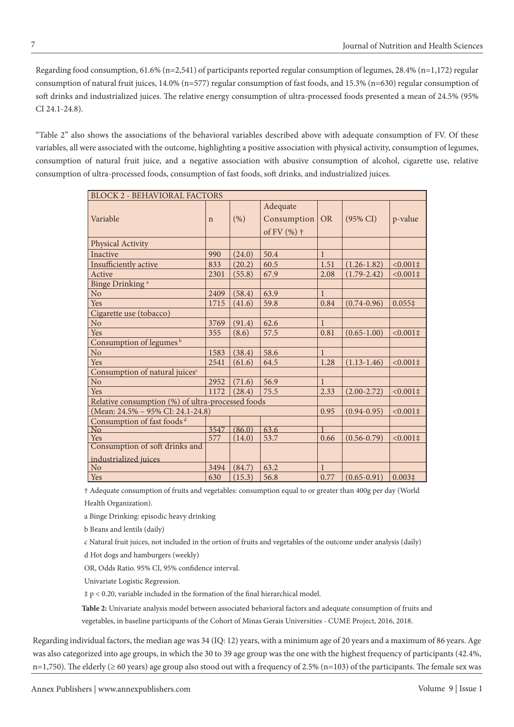Regarding food consumption, 61.6% (n=2,541) of participants reported regular consumption of legumes, 28.4% (n=1,172) regular consumption of natural fruit juices, 14.0% (n=577) regular consumption of fast foods, and 15.3% (n=630) regular consumption of soft drinks and industrialized juices. The relative energy consumption of ultra-processed foods presented a mean of 24.5% (95% CI 24.1-24.8).

"Table 2" also shows the associations of the behavioral variables described above with adequate consumption of FV. Of these variables, all were associated with the outcome, highlighting a positive association with physical activity, consumption of legumes, consumption of natural fruit juice, and a negative association with abusive consumption of alcohol, cigarette use, relative consumption of ultra-processed foods, consumption of fast foods, soft drinks, and industrialized juices.

| BLOCK 2 - BEHAVIORAL FACTORS | | | | | | |
|---|---|---|---|---|---|---|
| Variable | n | (%) | Adequate Consumption of FV (%) † | OR | (95% CI) | p-value |
| Physical Activity | | | | | | |
| Inactive | 990 | (24.0) | 50.4 | 1 | | |
| Insufficiently active | 833 | (20.2) | 60.5 | 1.51 | (1.26-1.82) | <0.001‡ |
| Active | 2301 | (55.8) | 67.9 | 2.08 | (1.79-2.42) | <0.001‡ |
| Binge Drinking [a] | | | | | | |
| No | 2409 | (58.4) | 63.9 | 1 | | |
| Yes | 1715 | (41.6) | 59.8 | 0.84 | (0.74-0.96) | 0.055‡ |
| Cigarette use (tobacco) | | | | | | |
| No | 3769 | (91.4) | 62.6 | 1 | | |
| Yes | 355 | (8.6) | 57.5 | 0.81 | (0.65-1.00) | <0.001‡ |
| Consumption of legumes [b] | | | | | | |
| No | 1583 | (38.4) | 58.6 | 1 | | |
| Yes | 2541 | (61.6) | 64.5 | 1.28 | (1.13-1.46) | <0.001‡ |
| Consumption of natural juices[c] | | | | | | |
| No | 2952 | (71.6) | 56.9 | 1 | | |
| Yes | 1172 | (28.4) | 75.5 | 2.33 | (2.00-2.72) | <0.001‡ |
| Relative consumption (%) of ultra-processed foods | | | | | | |
| (Mean: 24.5% – 95% CI: 24.1-24.8) | | | | 0.95 | (0.94-0.95) | <0.001‡ |
| Consumption of fast foods [d] | | | | | | |
| No | 3547 | (86.0) | 63.6 | 1 | | |
| Yes | 577 | (14.0) | 53.7 | 0.66 | (0.56-0.79) | <0.001‡ |
| Consumption of soft drinks and industrialized juices | | | | | | |
| No | 3494 | (84.7) | 63.2 | 1 | | |
| Yes | 630 | (15.3) | 56.8 | 0.77 | (0.65-0.91) | 0.003‡ |

† Adequate consumption of fruits and vegetables: consumption equal to or greater than 400g per day (World Health Organization).

a Binge Drinking: episodic heavy drinking

b Beans and lentils (daily)

c Natural fruit juices, not included in the ortion of fruits and vegetables of the outcome under analysis (daily)

d Hot dogs and hamburgers (weekly)

OR, Odds Ratio. 95% CI, 95% confidence interval.

Univariate Logistic Regression.

‡ $p < 0.20$, variable included in the formation of the final hierarchical model.

**Table 2:** Univariate analysis model between associated behavioral factors and adequate consumption of fruits and vegetables, in baseline participants of the Cohort of Minas Gerais Universities - CUME Project, 2016, 2018.

Regarding individual factors, the median age was 34 (IQ: 12) years, with a minimum age of 20 years and a maximum of 86 years. Age was also categorized into age groups, in which the 30 to 39 age group was the one with the highest frequency of participants (42.4%, n=1,750). The elderly (≥ 60 years) age group also stood out with a frequency of 2.5% (n=103) of the participants. The female sex was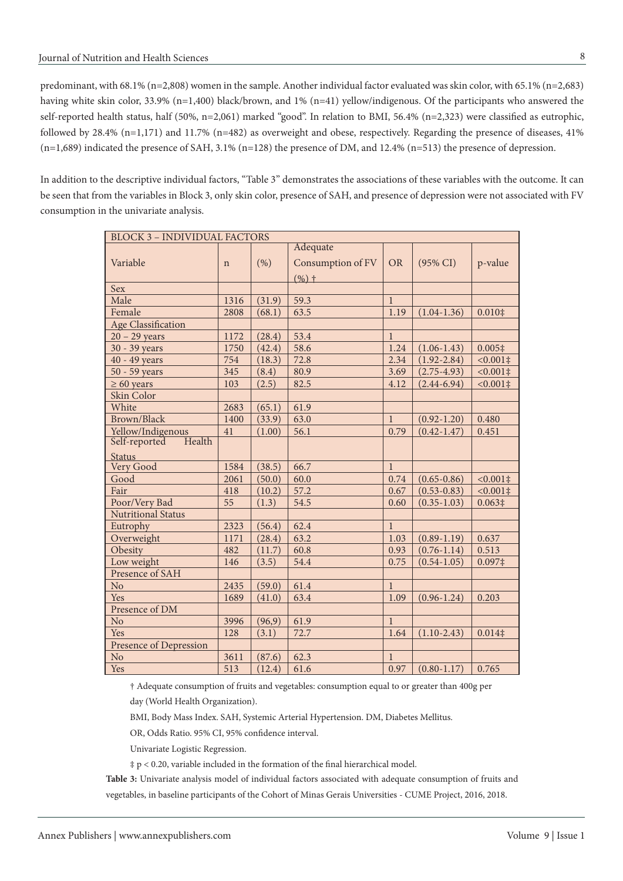predominant, with 68.1% (n=2,808) women in the sample. Another individual factor evaluated was skin color, with 65.1% (n=2,683) having white skin color, 33.9% (n=1,400) black/brown, and 1% (n=41) yellow/indigenous. Of the participants who answered the self-reported health status, half (50%, n=2,061) marked "good". In relation to BMI, 56.4% (n=2,323) were classified as eutrophic, followed by 28.4% (n=1,171) and 11.7% (n=482) as overweight and obese, respectively. Regarding the presence of diseases, 41% (n=1,689) indicated the presence of SAH, 3.1% (n=128) the presence of DM, and 12.4% (n=513) the presence of depression.

In addition to the descriptive individual factors, "Table 3" demonstrates the associations of these variables with the outcome. It can be seen that from the variables in Block 3, only skin color, presence of SAH, and presence of depression were not associated with FV consumption in the univariate analysis.

| BLOCK 3 – INDIVIDUAL FACTORS | | | | | | |
|---|---|---|---|---|---|---|
| Variable | n | (%) | Adequate Consumption of FV (%) † | OR | (95% CI) | p-value |
| Sex | | | | | | |
| Male | 1316 | (31.9) | 59.3 | 1 | | |
| Female | 2808 | (68.1) | 63.5 | 1.19 | (1.04-1.36) | 0.010‡ |
| Age Classification | | | | | | |
| 20 – 29 years | 1172 | (28.4) | 53.4 | 1 | | |
| 30 - 39 years | 1750 | (42.4) | 58.6 | 1.24 | (1.06-1.43) | 0.005‡ |
| 40 - 49 years | 754 | (18.3) | 72.8 | 2.34 | (1.92-2.84) | <0.001‡ |
| 50 - 59 years | 345 | (8.4) | 80.9 | 3.69 | (2.75-4.93) | <0.001‡ |
| ≥ 60 years | 103 | (2.5) | 82.5 | 4.12 | (2.44-6.94) | <0.001‡ |
| Skin Color | | | | | | |
| White | 2683 | (65.1) | 61.9 | | | |
| Brown/Black | 1400 | (33.9) | 63.0 | 1 | (0.92-1.20) | 0.480 |
| Yellow/Indigenous | 41 | (1.00) | 56.1 | 0.79 | (0.42-1.47) | 0.451 |
| Self-reported Health Status | | | | | | |
| Very Good | 1584 | (38.5) | 66.7 | 1 | | |
| Good | 2061 | (50.0) | 60.0 | 0.74 | (0.65-0.86) | <0.001‡ |
| Fair | 418 | (10.2) | 57.2 | 0.67 | (0.53-0.83) | <0.001‡ |
| Poor/Very Bad | 55 | (1.3) | 54.5 | 0.60 | (0.35-1.03) | 0.063‡ |
| Nutritional Status | | | | | | |
| Eutrophy | 2323 | (56.4) | 62.4 | 1 | | |
| Overweight | 1171 | (28.4) | 63.2 | 1.03 | (0.89-1.19) | 0.637 |
| Obesity | 482 | (11.7) | 60.8 | 0.93 | (0.76-1.14) | 0.513 |
| Low weight | 146 | (3.5) | 54.4 | 0.75 | (0.54-1.05) | 0.097‡ |
| Presence of SAH | | | | | | |
| No | 2435 | (59.0) | 61.4 | 1 | | |
| Yes | 1689 | (41.0) | 63.4 | 1.09 | (0.96-1.24) | 0.203 |
| Presence of DM | | | | | | |
| No | 3996 | (96,9) | 61.9 | 1 | | |
| Yes | 128 | (3.1) | 72.7 | 1.64 | (1.10-2.43) | 0.014‡ |
| Presence of Depression | | | | | | |
| No | 3611 | (87.6) | 62.3 | 1 | | |
| Yes | 513 | (12.4) | 61.6 | 0.97 | (0.80-1.17) | 0.765 |

† Adequate consumption of fruits and vegetables: consumption equal to or greater than 400g per day (World Health Organization).

BMI, Body Mass Index. SAH, Systemic Arterial Hypertension. DM, Diabetes Mellitus.

OR, Odds Ratio. 95% CI, 95% confidence interval.

Univariate Logistic Regression.

‡ $p < 0.20$, variable included in the formation of the final hierarchical model.

**Table 3:** Univariate analysis model of individual factors associated with adequate consumption of fruits and vegetables, in baseline participants of the Cohort of Minas Gerais Universities - CUME Project, 2016, 2018.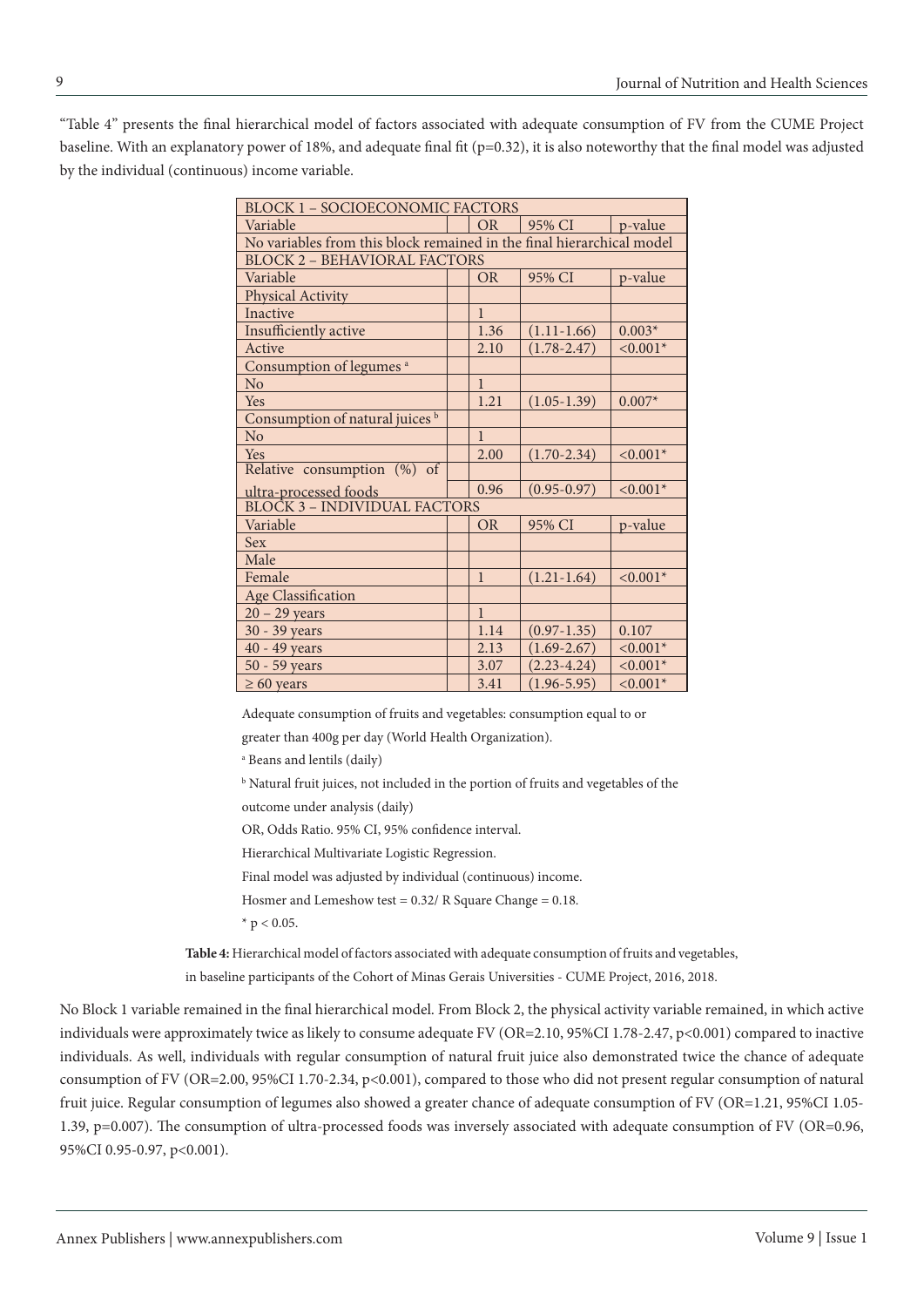"Table 4" presents the final hierarchical model of factors associated with adequate consumption of FV from the CUME Project baseline. With an explanatory power of 18%, and adequate final fit (p=0.32), it is also noteworthy that the final model was adjusted by the individual (continuous) income variable.

| BLOCK 1 – SOCIOECONOMIC FACTORS | | | | |
|---|---|---|---|---|
| Variable | | OR | 95% CI | p-value |
| No variables from this block remained in the final hierarchical model | | | | |
| **BLOCK 2 – BEHAVIORAL FACTORS** | | | | |
| Variable | | OR | 95% CI | p-value |
| Physical Activity | | | | |
| Inactive | | 1 | | |
| Insufficiently active | | 1.36 | (1.11-1.66) | 0.003* |
| Active | | 2.10 | (1.78-2.47) | <0.001* |
| Consumption of legumes [a] | | | | |
| No | | 1 | | |
| Yes | | 1.21 | (1.05-1.39) | 0.007* |
| Consumption of natural juices [b] | | | | |
| No | | 1 | | |
| Yes | | 2.00 | (1.70-2.34) | <0.001* |
| Relative consumption (%) of ultra-processed foods | | 0.96 | (0.95-0.97) | <0.001* |
| **BLOCK 3 – INDIVIDUAL FACTORS** | | | | |
| Variable | | OR | 95% CI | p-value |
| Sex | | | | |
| Male | | | | |
| Female | | 1 | (1.21-1.64) | <0.001* |
| Age Classification | | | | |
| 20 – 29 years | | 1 | | |
| 30 - 39 years | | 1.14 | (0.97-1.35) | 0.107 |
| 40 - 49 years | | 2.13 | (1.69-2.67) | <0.001* |
| 50 - 59 years | | 3.07 | (2.23-4.24) | <0.001* |
| ≥ 60 years | | 3.41 | (1.96-5.95) | <0.001* |

Adequate consumption of fruits and vegetables: consumption equal to or greater than 400g per day (World Health Organization).

[a] Beans and lentils (daily)

[b] Natural fruit juices, not included in the portion of fruits and vegetables of the outcome under analysis (daily)

OR, Odds Ratio. 95% CI, 95% confidence interval.

Hierarchical Multivariate Logistic Regression.

Final model was adjusted by individual (continuous) income.

Hosmer and Lemeshow test = 0.32/ R Square Change = 0.18.

* $p < 0.05$.

**Table 4:** Hierarchical model of factors associated with adequate consumption of fruits and vegetables, in baseline participants of the Cohort of Minas Gerais Universities - CUME Project, 2016, 2018.

No Block 1 variable remained in the final hierarchical model. From Block 2, the physical activity variable remained, in which active individuals were approximately twice as likely to consume adequate FV (OR=2.10, 95%CI 1.78-2.47, p<0.001) compared to inactive individuals. As well, individuals with regular consumption of natural fruit juice also demonstrated twice the chance of adequate consumption of FV (OR=2.00, 95%CI 1.70-2.34, p<0.001), compared to those who did not present regular consumption of natural fruit juice. Regular consumption of legumes also showed a greater chance of adequate consumption of FV (OR=1.21, 95%CI 1.05-1.39, p=0.007). The consumption of ultra-processed foods was inversely associated with adequate consumption of FV (OR=0.96, 95%CI 0.95-0.97, p<0.001).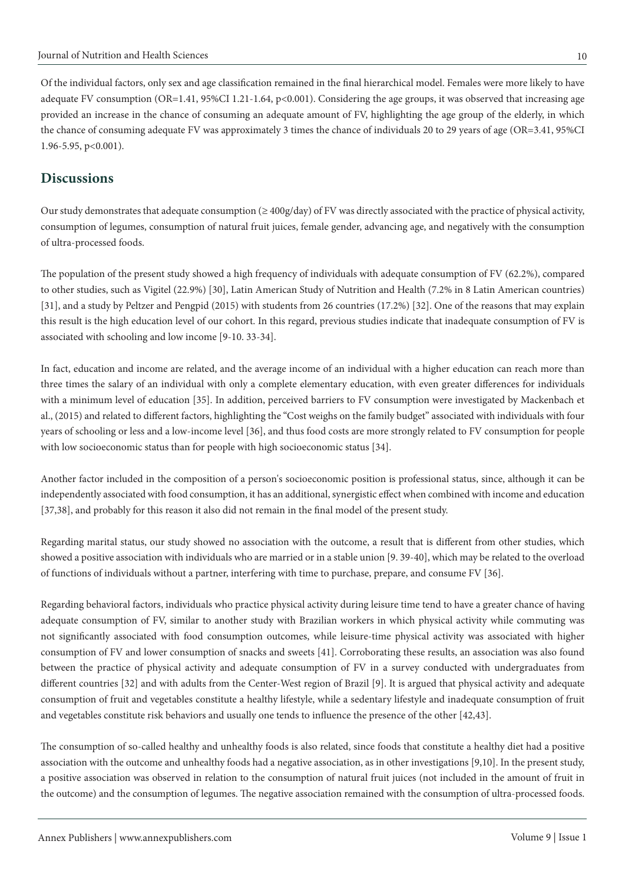Of the individual factors, only sex and age classification remained in the final hierarchical model. Females were more likely to have adequate FV consumption (OR=1.41, 95%CI 1.21-1.64, $p<0.001$). Considering the age groups, it was observed that increasing age provided an increase in the chance of consuming an adequate amount of FV, highlighting the age group of the elderly, in which the chance of consuming adequate FV was approximately 3 times the chance of individuals 20 to 29 years of age (OR=3.41, 95%CI 1.96-5.95, $p<0.001$).

## Discussions

Our study demonstrates that adequate consumption (≥ 400g/day) of FV was directly associated with the practice of physical activity, consumption of legumes, consumption of natural fruit juices, female gender, advancing age, and negatively with the consumption of ultra-processed foods.

The population of the present study showed a high frequency of individuals with adequate consumption of FV (62.2%), compared to other studies, such as Vigitel (22.9%) [30], Latin American Study of Nutrition and Health (7.2% in 8 Latin American countries) [31], and a study by Peltzer and Pengpid (2015) with students from 26 countries (17.2%) [32]. One of the reasons that may explain this result is the high education level of our cohort. In this regard, previous studies indicate that inadequate consumption of FV is associated with schooling and low income [9-10. 33-34].

In fact, education and income are related, and the average income of an individual with a higher education can reach more than three times the salary of an individual with only a complete elementary education, with even greater differences for individuals with a minimum level of education [35]. In addition, perceived barriers to FV consumption were investigated by Mackenbach et al., (2015) and related to different factors, highlighting the "Cost weighs on the family budget" associated with individuals with four years of schooling or less and a low-income level [36], and thus food costs are more strongly related to FV consumption for people with low socioeconomic status than for people with high socioeconomic status [34].

Another factor included in the composition of a person's socioeconomic position is professional status, since, although it can be independently associated with food consumption, it has an additional, synergistic effect when combined with income and education [37,38], and probably for this reason it also did not remain in the final model of the present study.

Regarding marital status, our study showed no association with the outcome, a result that is different from other studies, which showed a positive association with individuals who are married or in a stable union [9. 39-40], which may be related to the overload of functions of individuals without a partner, interfering with time to purchase, prepare, and consume FV [36].

Regarding behavioral factors, individuals who practice physical activity during leisure time tend to have a greater chance of having adequate consumption of FV, similar to another study with Brazilian workers in which physical activity while commuting was not significantly associated with food consumption outcomes, while leisure-time physical activity was associated with higher consumption of FV and lower consumption of snacks and sweets [41]. Corroborating these results, an association was also found between the practice of physical activity and adequate consumption of FV in a survey conducted with undergraduates from different countries [32] and with adults from the Center-West region of Brazil [9]. It is argued that physical activity and adequate consumption of fruit and vegetables constitute a healthy lifestyle, while a sedentary lifestyle and inadequate consumption of fruit and vegetables constitute risk behaviors and usually one tends to influence the presence of the other [42,43].

The consumption of so-called healthy and unhealthy foods is also related, since foods that constitute a healthy diet had a positive association with the outcome and unhealthy foods had a negative association, as in other investigations [9,10]. In the present study, a positive association was observed in relation to the consumption of natural fruit juices (not included in the amount of fruit in the outcome) and the consumption of legumes. The negative association remained with the consumption of ultra-processed foods.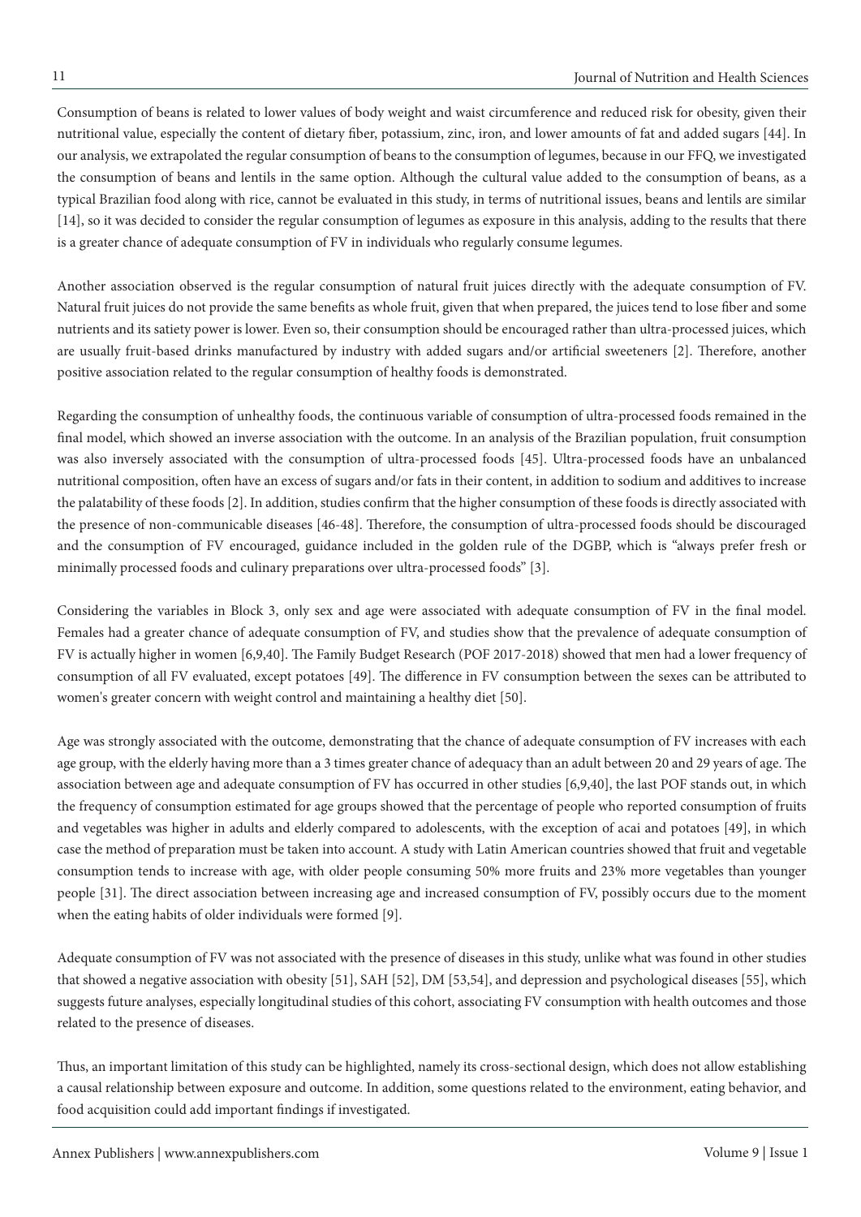Consumption of beans is related to lower values of body weight and waist circumference and reduced risk for obesity, given their nutritional value, especially the content of dietary fiber, potassium, zinc, iron, and lower amounts of fat and added sugars [44]. In our analysis, we extrapolated the regular consumption of beans to the consumption of legumes, because in our FFQ, we investigated the consumption of beans and lentils in the same option. Although the cultural value added to the consumption of beans, as a typical Brazilian food along with rice, cannot be evaluated in this study, in terms of nutritional issues, beans and lentils are similar [14], so it was decided to consider the regular consumption of legumes as exposure in this analysis, adding to the results that there is a greater chance of adequate consumption of FV in individuals who regularly consume legumes.

Another association observed is the regular consumption of natural fruit juices directly with the adequate consumption of FV. Natural fruit juices do not provide the same benefits as whole fruit, given that when prepared, the juices tend to lose fiber and some nutrients and its satiety power is lower. Even so, their consumption should be encouraged rather than ultra-processed juices, which are usually fruit-based drinks manufactured by industry with added sugars and/or artificial sweeteners [2]. Therefore, another positive association related to the regular consumption of healthy foods is demonstrated.

Regarding the consumption of unhealthy foods, the continuous variable of consumption of ultra-processed foods remained in the final model, which showed an inverse association with the outcome. In an analysis of the Brazilian population, fruit consumption was also inversely associated with the consumption of ultra-processed foods [45]. Ultra-processed foods have an unbalanced nutritional composition, often have an excess of sugars and/or fats in their content, in addition to sodium and additives to increase the palatability of these foods [2]. In addition, studies confirm that the higher consumption of these foods is directly associated with the presence of non-communicable diseases [46-48]. Therefore, the consumption of ultra-processed foods should be discouraged and the consumption of FV encouraged, guidance included in the golden rule of the DGBP, which is "always prefer fresh or minimally processed foods and culinary preparations over ultra-processed foods" [3].

Considering the variables in Block 3, only sex and age were associated with adequate consumption of FV in the final model. Females had a greater chance of adequate consumption of FV, and studies show that the prevalence of adequate consumption of FV is actually higher in women [6,9,40]. The Family Budget Research (POF 2017-2018) showed that men had a lower frequency of consumption of all FV evaluated, except potatoes [49]. The difference in FV consumption between the sexes can be attributed to women's greater concern with weight control and maintaining a healthy diet [50].

Age was strongly associated with the outcome, demonstrating that the chance of adequate consumption of FV increases with each age group, with the elderly having more than a 3 times greater chance of adequacy than an adult between 20 and 29 years of age. The association between age and adequate consumption of FV has occurred in other studies [6,9,40], the last POF stands out, in which the frequency of consumption estimated for age groups showed that the percentage of people who reported consumption of fruits and vegetables was higher in adults and elderly compared to adolescents, with the exception of acai and potatoes [49], in which case the method of preparation must be taken into account. A study with Latin American countries showed that fruit and vegetable consumption tends to increase with age, with older people consuming 50% more fruits and 23% more vegetables than younger people [31]. The direct association between increasing age and increased consumption of FV, possibly occurs due to the moment when the eating habits of older individuals were formed [9].

Adequate consumption of FV was not associated with the presence of diseases in this study, unlike what was found in other studies that showed a negative association with obesity [51], SAH [52], DM [53,54], and depression and psychological diseases [55], which suggests future analyses, especially longitudinal studies of this cohort, associating FV consumption with health outcomes and those related to the presence of diseases.

Thus, an important limitation of this study can be highlighted, namely its cross-sectional design, which does not allow establishing a causal relationship between exposure and outcome. In addition, some questions related to the environment, eating behavior, and food acquisition could add important findings if investigated.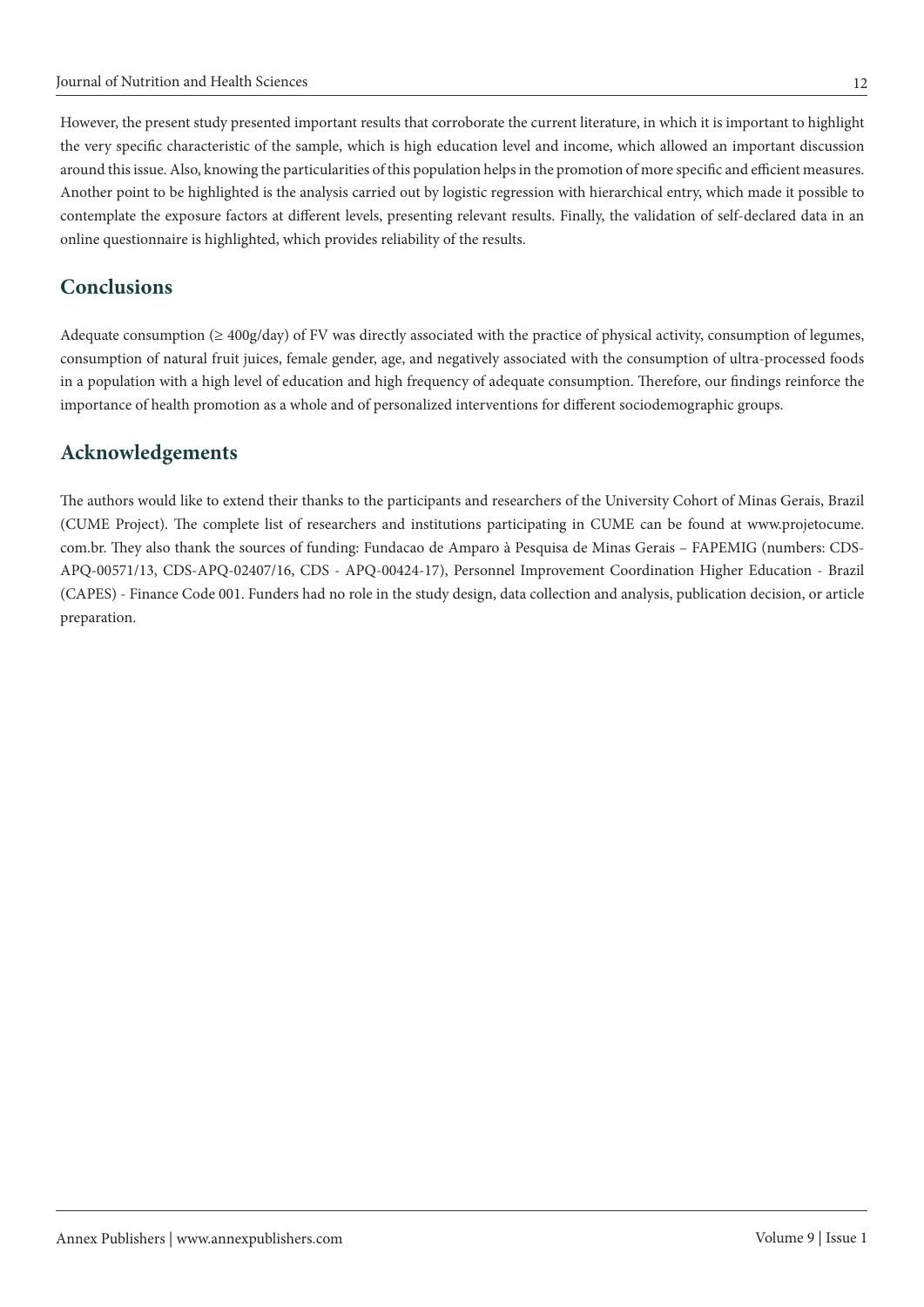However, the present study presented important results that corroborate the current literature, in which it is important to highlight the very specific characteristic of the sample, which is high education level and income, which allowed an important discussion around this issue. Also, knowing the particularities of this population helps in the promotion of more specific and efficient measures. Another point to be highlighted is the analysis carried out by logistic regression with hierarchical entry, which made it possible to contemplate the exposure factors at different levels, presenting relevant results. Finally, the validation of self-declared data in an online questionnaire is highlighted, which provides reliability of the results.

## Conclusions

Adequate consumption (≥ 400g/day) of FV was directly associated with the practice of physical activity, consumption of legumes, consumption of natural fruit juices, female gender, age, and negatively associated with the consumption of ultra-processed foods in a population with a high level of education and high frequency of adequate consumption. Therefore, our findings reinforce the importance of health promotion as a whole and of personalized interventions for different sociodemographic groups.

## Acknowledgements

The authors would like to extend their thanks to the participants and researchers of the University Cohort of Minas Gerais, Brazil (CUME Project). The complete list of researchers and institutions participating in CUME can be found at www.projetocume.com.br. They also thank the sources of funding: Fundacao de Amparo à Pesquisa de Minas Gerais – FAPEMIG (numbers: CDS-APQ-00571/13, CDS-APQ-02407/16, CDS - APQ-00424-17), Personnel Improvement Coordination Higher Education - Brazil (CAPES) - Finance Code 001. Funders had no role in the study design, data collection and analysis, publication decision, or article preparation.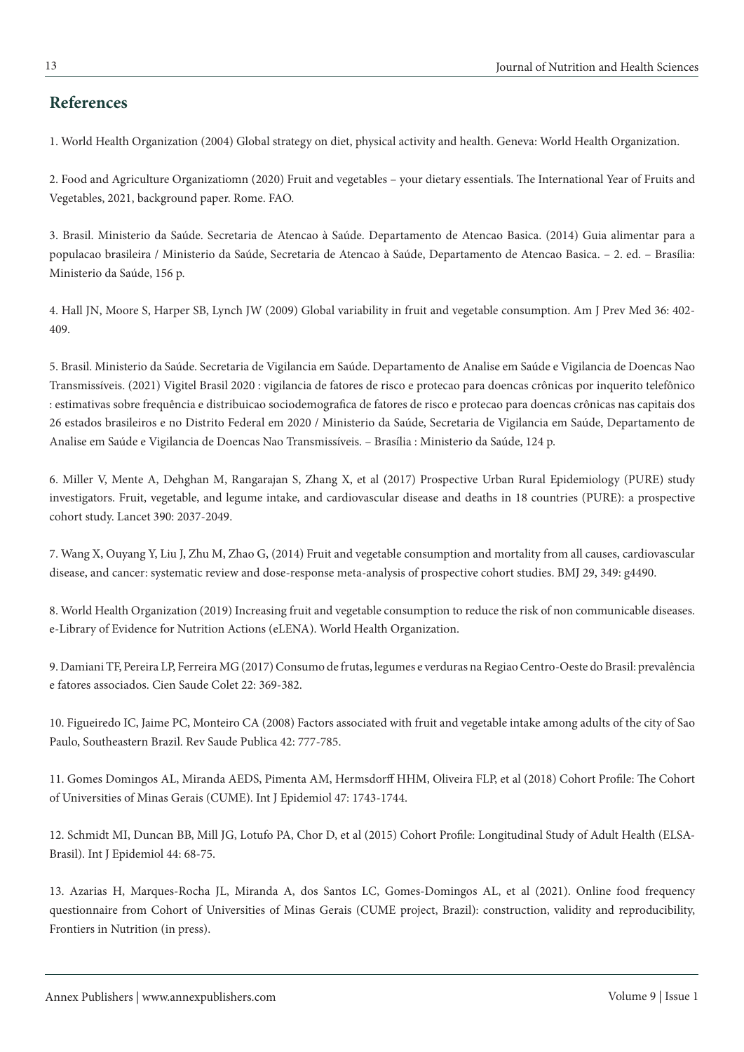## References

1. World Health Organization (2004) Global strategy on diet, physical activity and health. Geneva: World Health Organization.

2. Food and Agriculture Organizatiomn (2020) Fruit and vegetables – your dietary essentials. The International Year of Fruits and Vegetables, 2021, background paper. Rome. FAO.

3. Brasil. Ministerio da Saúde. Secretaria de Atencao à Saúde. Departamento de Atencao Basica. (2014) Guia alimentar para a populacao brasileira / Ministerio da Saúde, Secretaria de Atencao à Saúde, Departamento de Atencao Basica. – 2. ed. – Brasília: Ministerio da Saúde, 156 p.

4. Hall JN, Moore S, Harper SB, Lynch JW (2009) Global variability in fruit and vegetable consumption. Am J Prev Med 36: 402-409.

5. Brasil. Ministerio da Saúde. Secretaria de Vigilancia em Saúde. Departamento de Analise em Saúde e Vigilancia de Doencas Nao Transmissíveis. (2021) Vigitel Brasil 2020 : vigilancia de fatores de risco e protecao para doencas crônicas por inquerito telefônico : estimativas sobre frequência e distribuicao sociodemografica de fatores de risco e protecao para doencas crônicas nas capitais dos 26 estados brasileiros e no Distrito Federal em 2020 / Ministerio da Saúde, Secretaria de Vigilancia em Saúde, Departamento de Analise em Saúde e Vigilancia de Doencas Nao Transmissíveis. – Brasília : Ministerio da Saúde, 124 p.

6. Miller V, Mente A, Dehghan M, Rangarajan S, Zhang X, et al (2017) Prospective Urban Rural Epidemiology (PURE) study investigators. Fruit, vegetable, and legume intake, and cardiovascular disease and deaths in 18 countries (PURE): a prospective cohort study. Lancet 390: 2037-2049.

7. Wang X, Ouyang Y, Liu J, Zhu M, Zhao G, (2014) Fruit and vegetable consumption and mortality from all causes, cardiovascular disease, and cancer: systematic review and dose-response meta-analysis of prospective cohort studies. BMJ 29, 349: g4490.

8. World Health Organization (2019) Increasing fruit and vegetable consumption to reduce the risk of non communicable diseases. e-Library of Evidence for Nutrition Actions (eLENA). World Health Organization.

9. Damiani TF, Pereira LP, Ferreira MG (2017) Consumo de frutas, legumes e verduras na Regiao Centro-Oeste do Brasil: prevalência e fatores associados. Cien Saude Colet 22: 369-382.

10. Figueiredo IC, Jaime PC, Monteiro CA (2008) Factors associated with fruit and vegetable intake among adults of the city of Sao Paulo, Southeastern Brazil. Rev Saude Publica 42: 777-785.

11. Gomes Domingos AL, Miranda AEDS, Pimenta AM, Hermsdorff HHM, Oliveira FLP, et al (2018) Cohort Profile: The Cohort of Universities of Minas Gerais (CUME). Int J Epidemiol 47: 1743-1744.

12. Schmidt MI, Duncan BB, Mill JG, Lotufo PA, Chor D, et al (2015) Cohort Profile: Longitudinal Study of Adult Health (ELSA-Brasil). Int J Epidemiol 44: 68-75.

13. Azarias H, Marques-Rocha JL, Miranda A, dos Santos LC, Gomes-Domingos AL, et al (2021). Online food frequency questionnaire from Cohort of Universities of Minas Gerais (CUME project, Brazil): construction, validity and reproducibility, Frontiers in Nutrition (in press).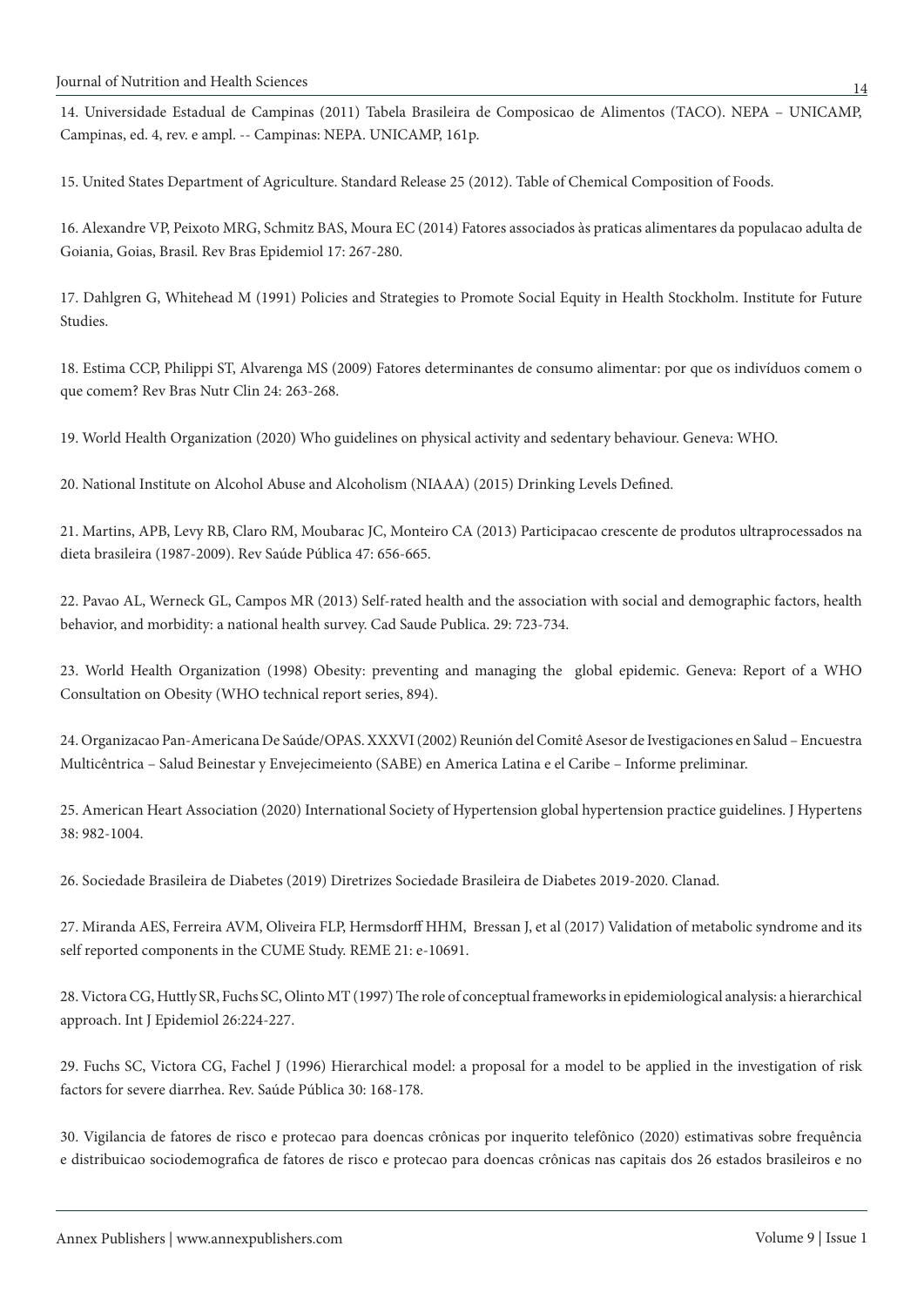14. Universidade Estadual de Campinas (2011) Tabela Brasileira de Composicao de Alimentos (TACO). NEPA – UNICAMP, Campinas, ed. 4, rev. e ampl. -- Campinas: NEPA. UNICAMP, 161p.

15. United States Department of Agriculture. Standard Release 25 (2012). Table of Chemical Composition of Foods.

16. Alexandre VP, Peixoto MRG, Schmitz BAS, Moura EC (2014) Fatores associados às praticas alimentares da populacao adulta de Goiania, Goias, Brasil. Rev Bras Epidemiol 17: 267-280.

17. Dahlgren G, Whitehead M (1991) Policies and Strategies to Promote Social Equity in Health Stockholm. Institute for Future Studies.

18. Estima CCP, Philippi ST, Alvarenga MS (2009) Fatores determinantes de consumo alimentar: por que os indivíduos comem o que comem? Rev Bras Nutr Clin 24: 263-268.

19. World Health Organization (2020) Who guidelines on physical activity and sedentary behaviour. Geneva: WHO.

20. National Institute on Alcohol Abuse and Alcoholism (NIAAA) (2015) Drinking Levels Defined.

21. Martins, APB, Levy RB, Claro RM, Moubarac JC, Monteiro CA (2013) Participacao crescente de produtos ultraprocessados na dieta brasileira (1987-2009). Rev Saúde Pública 47: 656-665.

22. Pavao AL, Werneck GL, Campos MR (2013) Self-rated health and the association with social and demographic factors, health behavior, and morbidity: a national health survey. Cad Saude Publica. 29: 723-734.

23. World Health Organization (1998) Obesity: preventing and managing the global epidemic. Geneva: Report of a WHO Consultation on Obesity (WHO technical report series, 894).

24. Organizacao Pan-Americana De Saúde/OPAS. XXXVI (2002) Reunión del Comitê Asesor de Ivestigaciones en Salud – Encuestra Multicêntrica – Salud Beinestar y Envejecimeiento (SABE) en America Latina e el Caribe – Informe preliminar.

25. American Heart Association (2020) International Society of Hypertension global hypertension practice guidelines. J Hypertens 38: 982-1004.

26. Sociedade Brasileira de Diabetes (2019) Diretrizes Sociedade Brasileira de Diabetes 2019-2020. Clanad.

27. Miranda AES, Ferreira AVM, Oliveira FLP, Hermsdorff HHM, Bressan J, et al (2017) Validation of metabolic syndrome and its self reported components in the CUME Study. REME 21: e-10691.

28. Victora CG, Huttly SR, Fuchs SC, Olinto MT (1997) The role of conceptual frameworks in epidemiological analysis: a hierarchical approach. Int J Epidemiol 26:224-227.

29. Fuchs SC, Victora CG, Fachel J (1996) Hierarchical model: a proposal for a model to be applied in the investigation of risk factors for severe diarrhea. Rev. Saúde Pública 30: 168-178.

30. Vigilancia de fatores de risco e protecao para doencas crônicas por inquerito telefônico (2020) estimativas sobre frequência e distribuicao sociodemografica de fatores de risco e protecao para doencas crônicas nas capitais dos 26 estados brasileiros e no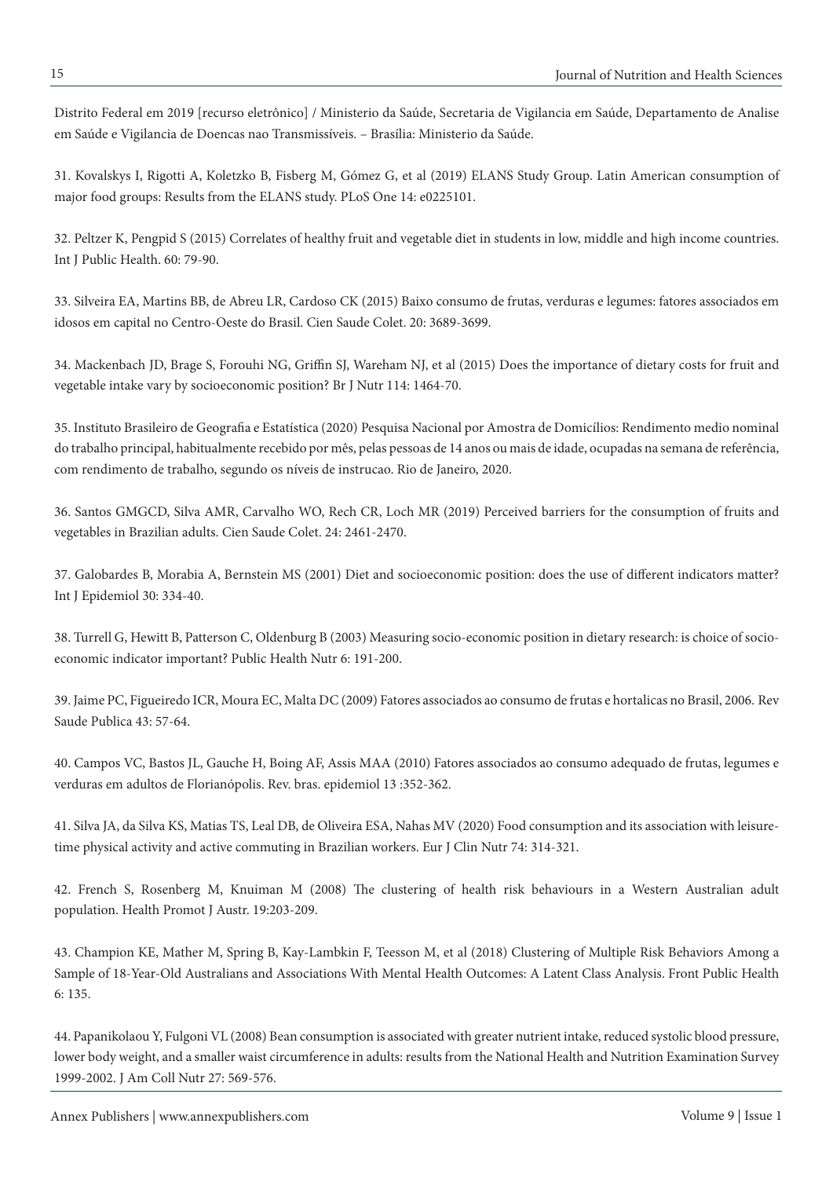Distrito Federal em 2019 [recurso eletrônico] / Ministerio da Saúde, Secretaria de Vigilancia em Saúde, Departamento de Analise em Saúde e Vigilancia de Doencas nao Transmissíveis. – Brasília: Ministerio da Saúde.

31. Kovalskys I, Rigotti A, Koletzko B, Fisberg M, Gómez G, et al (2019) ELANS Study Group. Latin American consumption of major food groups: Results from the ELANS study. PLoS One 14: e0225101.

32. Peltzer K, Pengpid S (2015) Correlates of healthy fruit and vegetable diet in students in low, middle and high income countries. Int J Public Health. 60: 79-90.

33. Silveira EA, Martins BB, de Abreu LR, Cardoso CK (2015) Baixo consumo de frutas, verduras e legumes: fatores associados em idosos em capital no Centro-Oeste do Brasil. Cien Saude Colet. 20: 3689-3699.

34. Mackenbach JD, Brage S, Forouhi NG, Griffin SJ, Wareham NJ, et al (2015) Does the importance of dietary costs for fruit and vegetable intake vary by socioeconomic position? Br J Nutr 114: 1464-70.

35. Instituto Brasileiro de Geografia e Estatística (2020) Pesquisa Nacional por Amostra de Domicílios: Rendimento medio nominal do trabalho principal, habitualmente recebido por mês, pelas pessoas de 14 anos ou mais de idade, ocupadas na semana de referência, com rendimento de trabalho, segundo os níveis de instrucao. Rio de Janeiro, 2020.

36. Santos GMGCD, Silva AMR, Carvalho WO, Rech CR, Loch MR (2019) Perceived barriers for the consumption of fruits and vegetables in Brazilian adults. Cien Saude Colet. 24: 2461-2470.

37. Galobardes B, Morabia A, Bernstein MS (2001) Diet and socioeconomic position: does the use of different indicators matter? Int J Epidemiol 30: 334-40.

38. Turrell G, Hewitt B, Patterson C, Oldenburg B (2003) Measuring socio-economic position in dietary research: is choice of socio-economic indicator important? Public Health Nutr 6: 191-200.

39. Jaime PC, Figueiredo ICR, Moura EC, Malta DC (2009) Fatores associados ao consumo de frutas e hortalicas no Brasil, 2006. Rev Saude Publica 43: 57-64.

40. Campos VC, Bastos JL, Gauche H, Boing AF, Assis MAA (2010) Fatores associados ao consumo adequado de frutas, legumes e verduras em adultos de Florianópolis. Rev. bras. epidemiol 13 :352-362.

41. Silva JA, da Silva KS, Matias TS, Leal DB, de Oliveira ESA, Nahas MV (2020) Food consumption and its association with leisure-time physical activity and active commuting in Brazilian workers. Eur J Clin Nutr 74: 314-321.

42. French S, Rosenberg M, Knuiman M (2008) The clustering of health risk behaviours in a Western Australian adult population. Health Promot J Austr. 19:203-209.

43. Champion KE, Mather M, Spring B, Kay-Lambkin F, Teesson M, et al (2018) Clustering of Multiple Risk Behaviors Among a Sample of 18-Year-Old Australians and Associations With Mental Health Outcomes: A Latent Class Analysis. Front Public Health 6: 135.

44. Papanikolaou Y, Fulgoni VL (2008) Bean consumption is associated with greater nutrient intake, reduced systolic blood pressure, lower body weight, and a smaller waist circumference in adults: results from the National Health and Nutrition Examination Survey 1999-2002. J Am Coll Nutr 27: 569-576.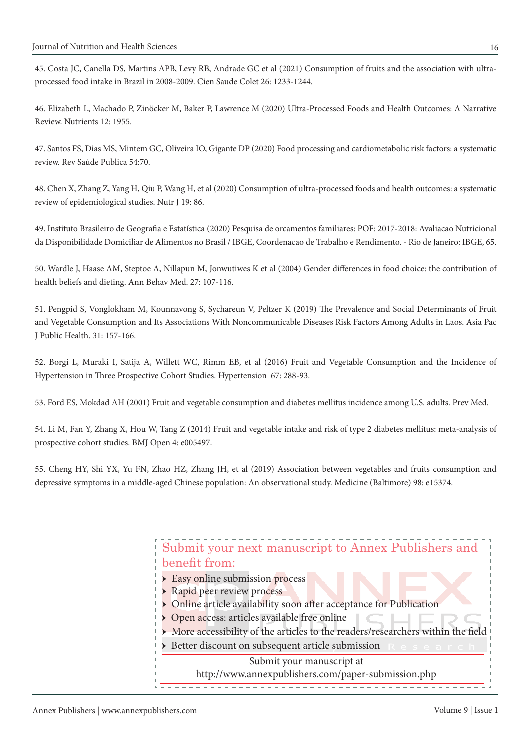45. Costa JC, Canella DS, Martins APB, Levy RB, Andrade GC et al (2021) Consumption of fruits and the association with ultra-processed food intake in Brazil in 2008-2009. Cien Saude Colet 26: 1233-1244.

46. Elizabeth L, Machado P, Zinöcker M, Baker P, Lawrence M (2020) Ultra-Processed Foods and Health Outcomes: A Narrative Review. Nutrients 12: 1955.

47. Santos FS, Dias MS, Mintem GC, Oliveira IO, Gigante DP (2020) Food processing and cardiometabolic risk factors: a systematic review. Rev Saúde Publica 54:70.

48. Chen X, Zhang Z, Yang H, Qiu P, Wang H, et al (2020) Consumption of ultra-processed foods and health outcomes: a systematic review of epidemiological studies. Nutr J 19: 86.

49. Instituto Brasileiro de Geografia e Estatística (2020) Pesquisa de orcamentos familiares: POF: 2017-2018: Avaliacao Nutricional da Disponibilidade Domiciliar de Alimentos no Brasil / IBGE, Coordenacao de Trabalho e Rendimento. - Rio de Janeiro: IBGE, 65.

50. Wardle J, Haase AM, Steptoe A, Nillapun M, Jonwutiwes K et al (2004) Gender differences in food choice: the contribution of health beliefs and dieting. Ann Behav Med. 27: 107-116.

51. Pengpid S, Vonglokham M, Kounnavong S, Sychareun V, Peltzer K (2019) The Prevalence and Social Determinants of Fruit and Vegetable Consumption and Its Associations With Noncommunicable Diseases Risk Factors Among Adults in Laos. Asia Pac J Public Health. 31: 157-166.

52. Borgi L, Muraki I, Satija A, Willett WC, Rimm EB, et al (2016) Fruit and Vegetable Consumption and the Incidence of Hypertension in Three Prospective Cohort Studies. Hypertension 67: 288-93.

53. Ford ES, Mokdad AH (2001) Fruit and vegetable consumption and diabetes mellitus incidence among U.S. adults. Prev Med.

54. Li M, Fan Y, Zhang X, Hou W, Tang Z (2014) Fruit and vegetable intake and risk of type 2 diabetes mellitus: meta-analysis of prospective cohort studies. BMJ Open 4: e005497.

55. Cheng HY, Shi YX, Yu FN, Zhao HZ, Zhang JH, et al (2019) Association between vegetables and fruits consumption and depressive symptoms in a middle-aged Chinese population: An observational study. Medicine (Baltimore) 98: e15374.

Submit your next manuscript to Annex Publishers and benefit from:

- Easy online submission process
- Rapid peer review process
- Online article availability soon after acceptance for Publication
- Open access: articles available free online
- More accessibility of the articles to the readers/researchers within the field
- Better discount on subsequent article submission

Submit your manuscript at
http://www.annexpublishers.com/paper-submission.php